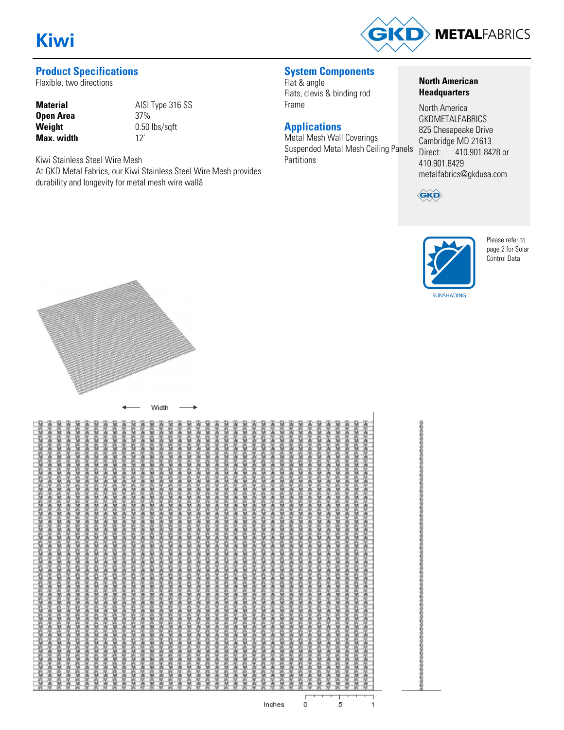# Kiwi

## Product Specifications

Flexible, two directions

| | |
|---|---|
| **Material** | AISI Type 316 SS |
| **Open Area** | 37% |
| **Weight** | 0.50 lbs/sqft |
| **Max. width** | 12' |

Kiwi Stainless Steel Wire Mesh

At GKD Metal Fabrics, our Kiwi Stainless Steel Wire Mesh provides durability and longevity for metal mesh wire wallâ

## System Components

Flat & angle
Flats, clevis & binding rod
Frame

## Applications

Metal Mesh Wall Coverings
Suspended Metal Mesh Ceiling Panels
Partitions

**North American Headquarters**

North America
GKDMETALFABRICS
825 Chesapeake Drive
Cambridge MD 21613
Direct: 410.901.8428 or 410.901.8429
metalfabrics@gkdusa.com

SUNSHADING

Please refer to page 2 for Solar Control Data

Width

Inches 0 .5 1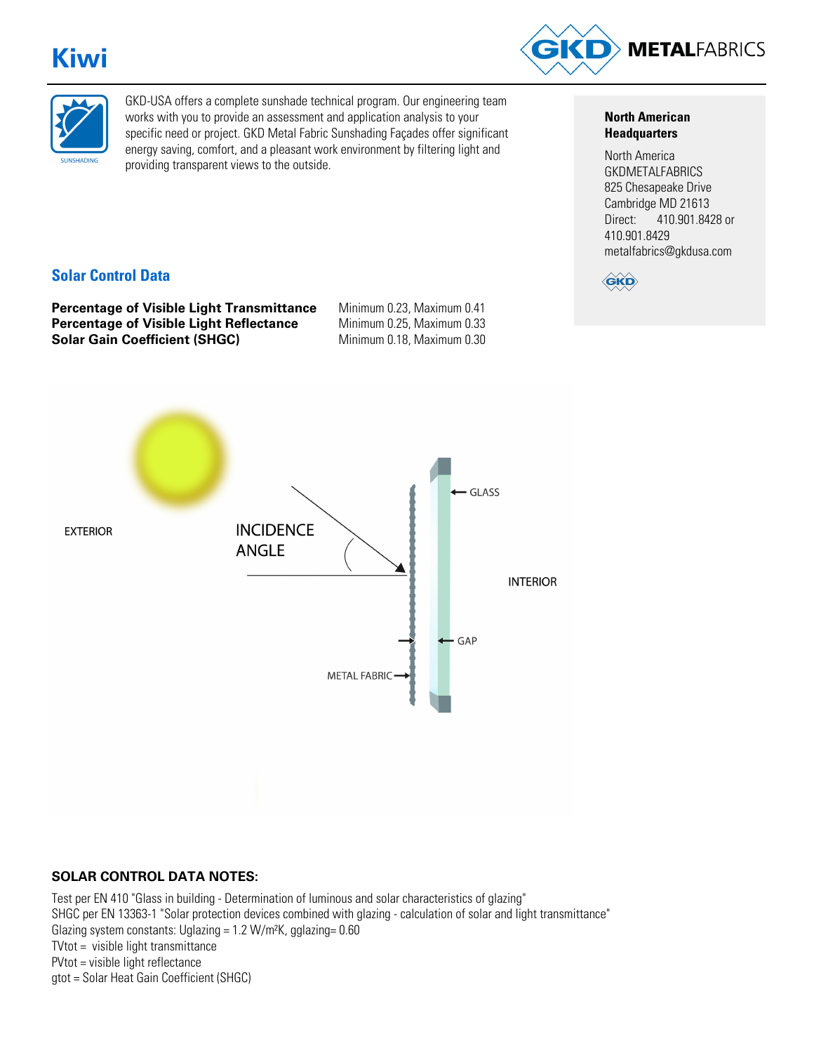# Kiwi

GKD-USA offers a complete sunshade technical program. Our engineering team works with you to provide an assessment and application analysis to your specific need or project. GKD Metal Fabric Sunshading Façades offer significant energy saving, comfort, and a pleasant work environment by filtering light and providing transparent views to the outside.

**North American Headquarters**

North America
GKDMETALFABRICS
825 Chesapeake Drive
Cambridge MD 21613
Direct: 410.901.8428 or 410.901.8429
metalfabrics@gkdusa.com

## Solar Control Data

| | |
|---|---|
| **Percentage of Visible Light Transmittance** | Minimum 0.23, Maximum 0.41 |
| **Percentage of Visible Light Reflectance** | Minimum 0.25, Maximum 0.33 |
| **Solar Gain Coefficient (SHGC)** | Minimum 0.18, Maximum 0.30 |

EXTERIOR

INCIDENCE ANGLE

GLASS

INTERIOR

GAP

METAL FABRIC

### SOLAR CONTROL DATA NOTES:

Test per EN 410 "Glass in building - Determination of luminous and solar characteristics of glazing"
SHGC per EN 13363-1 "Solar protection devices combined with glazing - calculation of solar and light transmittance"
Glazing system constants: Uglazing = 1.2 W/m²K, gglazing= 0.60
TVtot = visible light transmittance
PVtot = visible light reflectance
gtot = Solar Heat Gain Coefficient (SHGC)